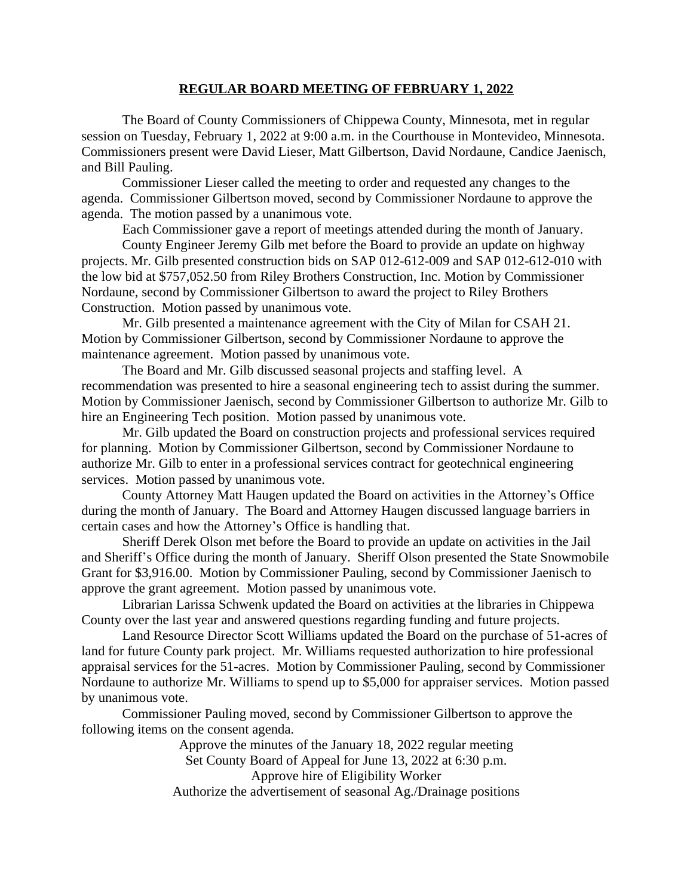# **REGULAR BOARD MEETING OF FEBRUARY 1, 2022**

The Board of County Commissioners of Chippewa County, Minnesota, met in regular session on Tuesday, February 1, 2022 at 9:00 a.m. in the Courthouse in Montevideo, Minnesota. Commissioners present were David Lieser, Matt Gilbertson, David Nordaune, Candice Jaenisch, and Bill Pauling.

Commissioner Lieser called the meeting to order and requested any changes to the agenda. Commissioner Gilbertson moved, second by Commissioner Nordaune to approve the agenda. The motion passed by a unanimous vote.

Each Commissioner gave a report of meetings attended during the month of January.

County Engineer Jeremy Gilb met before the Board to provide an update on highway projects. Mr. Gilb presented construction bids on SAP 012-612-009 and SAP 012-612-010 with the low bid at $757,052.50 from Riley Brothers Construction, Inc. Motion by Commissioner Nordaune, second by Commissioner Gilbertson to award the project to Riley Brothers Construction. Motion passed by unanimous vote.

Mr. Gilb presented a maintenance agreement with the City of Milan for CSAH 21. Motion by Commissioner Gilbertson, second by Commissioner Nordaune to approve the maintenance agreement. Motion passed by unanimous vote.

The Board and Mr. Gilb discussed seasonal projects and staffing level. A recommendation was presented to hire a seasonal engineering tech to assist during the summer. Motion by Commissioner Jaenisch, second by Commissioner Gilbertson to authorize Mr. Gilb to hire an Engineering Tech position. Motion passed by unanimous vote.

Mr. Gilb updated the Board on construction projects and professional services required for planning. Motion by Commissioner Gilbertson, second by Commissioner Nordaune to authorize Mr. Gilb to enter in a professional services contract for geotechnical engineering services. Motion passed by unanimous vote.

County Attorney Matt Haugen updated the Board on activities in the Attorney's Office during the month of January. The Board and Attorney Haugen discussed language barriers in certain cases and how the Attorney's Office is handling that.

Sheriff Derek Olson met before the Board to provide an update on activities in the Jail and Sheriff's Office during the month of January. Sheriff Olson presented the State Snowmobile Grant for $3,916.00. Motion by Commissioner Pauling, second by Commissioner Jaenisch to approve the grant agreement. Motion passed by unanimous vote.

Librarian Larissa Schwenk updated the Board on activities at the libraries in Chippewa County over the last year and answered questions regarding funding and future projects.

Land Resource Director Scott Williams updated the Board on the purchase of 51-acres of land for future County park project. Mr. Williams requested authorization to hire professional appraisal services for the 51-acres. Motion by Commissioner Pauling, second by Commissioner Nordaune to authorize Mr. Williams to spend up to $5,000 for appraiser services. Motion passed by unanimous vote.

Commissioner Pauling moved, second by Commissioner Gilbertson to approve the following items on the consent agenda.

Approve the minutes of the January 18, 2022 regular meeting
Set County Board of Appeal for June 13, 2022 at 6:30 p.m.
Approve hire of Eligibility Worker
Authorize the advertisement of seasonal Ag./Drainage positions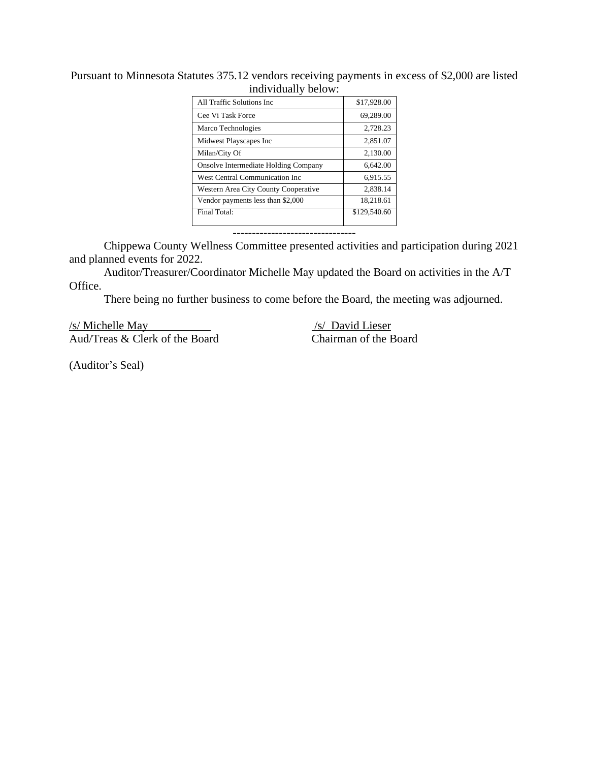Pursuant to Minnesota Statutes 375.12 vendors receiving payments in excess of $2,000 are listed individually below:

| | |
|---|---|
| All Traffic Solutions Inc | $17,928.00 |
| Cee Vi Task Force | 69,289.00 |
| Marco Technologies | 2,728.23 |
| Midwest Playscapes Inc | 2,851.07 |
| Milan/City Of | 2,130.00 |
| Onsolve Intermediate Holding Company | 6,642.00 |
| West Central Communication Inc | 6,915.55 |
| Western Area City County Cooperative | 2,838.14 |
| Vendor payments less than $2,000 | 18,218.61 |
| Final Total: | $129,540.60 |

--------------------------------

Chippewa County Wellness Committee presented activities and participation during 2021 and planned events for 2022.

Auditor/Treasurer/Coordinator Michelle May updated the Board on activities in the A/T Office.

There being no further business to come before the Board, the meeting was adjourned.

/s/ Michelle May
Aud/Treas & Clerk of the Board

/s/ David Lieser
Chairman of the Board

(Auditor's Seal)